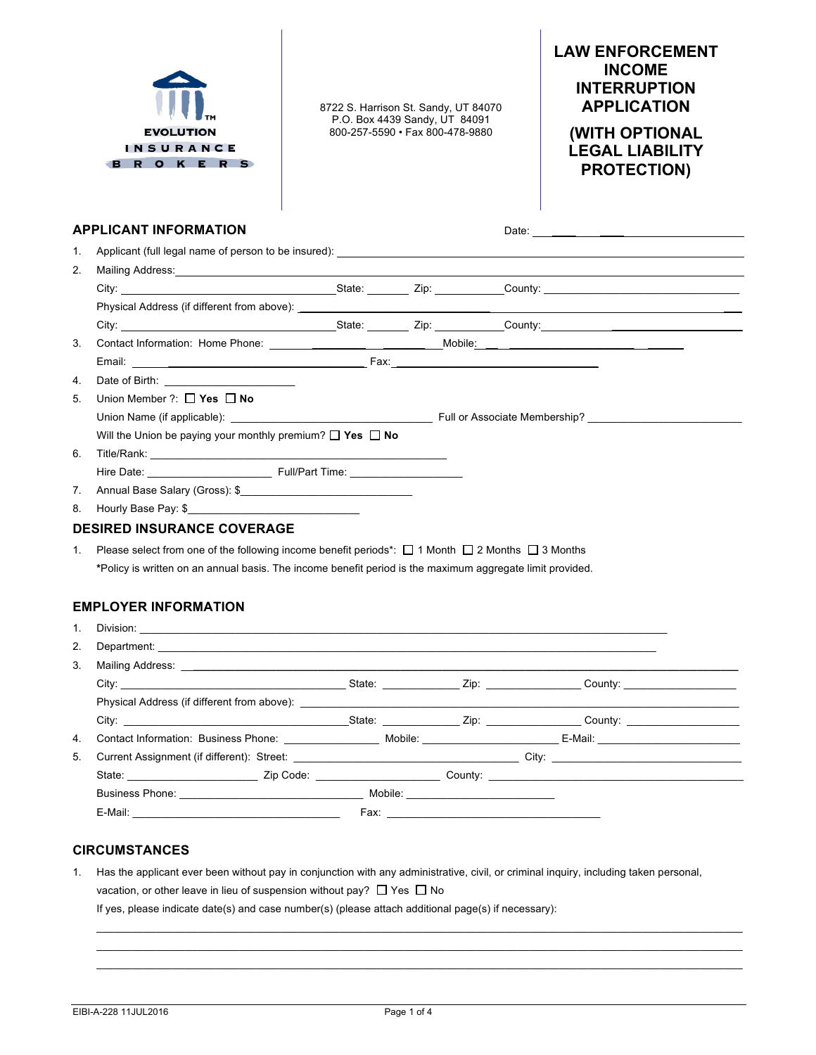EVOLUTION INSURANCE BROKERS

8722 S. Harrison St. Sandy, UT 84070
P.O. Box 4439 Sandy, UT 84091
800-257-5590 • Fax 800-478-9880

# LAW ENFORCEMENT INCOME INTERRUPTION APPLICATION

# (WITH OPTIONAL LEGAL LIABILITY PROTECTION)

## APPLICANT INFORMATION

Date: ______________________

1. Applicant (full legal name of person to be insured): ______________________
2. Mailing Address: ______________________
   City: ______________ State: ________ Zip: __________ County: ______________
   Physical Address (if different from above): ______________________
   City: ______________ State: ________ Zip: __________ County: ______________
3. Contact Information: Home Phone: ______________ Mobile: ______________
   Email: ______________ Fax: ______________
4. Date of Birth: ______________
5. Union Member ?: ☐ **Yes** ☐ **No**
   Union Name (if applicable): ______________ Full or Associate Membership? ______________
   Will the Union be paying your monthly premium? ☐ **Yes** ☐ **No**
6. Title/Rank: ______________
   Hire Date: ______________ Full/Part Time: ______________
7. Annual Base Salary (Gross): $______________
8. Hourly Base Pay: $______________

## DESIRED INSURANCE COVERAGE

1. Please select from one of the following income benefit periods*: ☐ 1 Month ☐ 2 Months ☐ 3 Months
   *Policy is written on an annual basis. The income benefit period is the maximum aggregate limit provided.

## EMPLOYER INFORMATION

1. Division: ______________________
2. Department: ______________________
3. Mailing Address: ______________________
   City: ______________ State: ________ Zip: __________ County: ______________
   Physical Address (if different from above): ______________________
   City: ______________ State: ________ Zip: __________ County: ______________
4. Contact Information: Business Phone: ______________ Mobile: ______________ E-Mail: ______________
5. Current Assignment (if different): Street: ______________ City: ______________
   State: ______________ Zip Code: ______________ County: ______________
   Business Phone: ______________ Mobile: ______________
   E-Mail: ______________ Fax: ______________

## CIRCUMSTANCES

1. Has the applicant ever been without pay in conjunction with any administrative, civil, or criminal inquiry, including taken personal, vacation, or other leave in lieu of suspension without pay? ☐ Yes ☐ No
   If yes, please indicate date(s) and case number(s) (please attach additional page(s) if necessary):

   ______________________________________________

   ______________________________________________

   ______________________________________________

EIBI-A-228 11JUL2016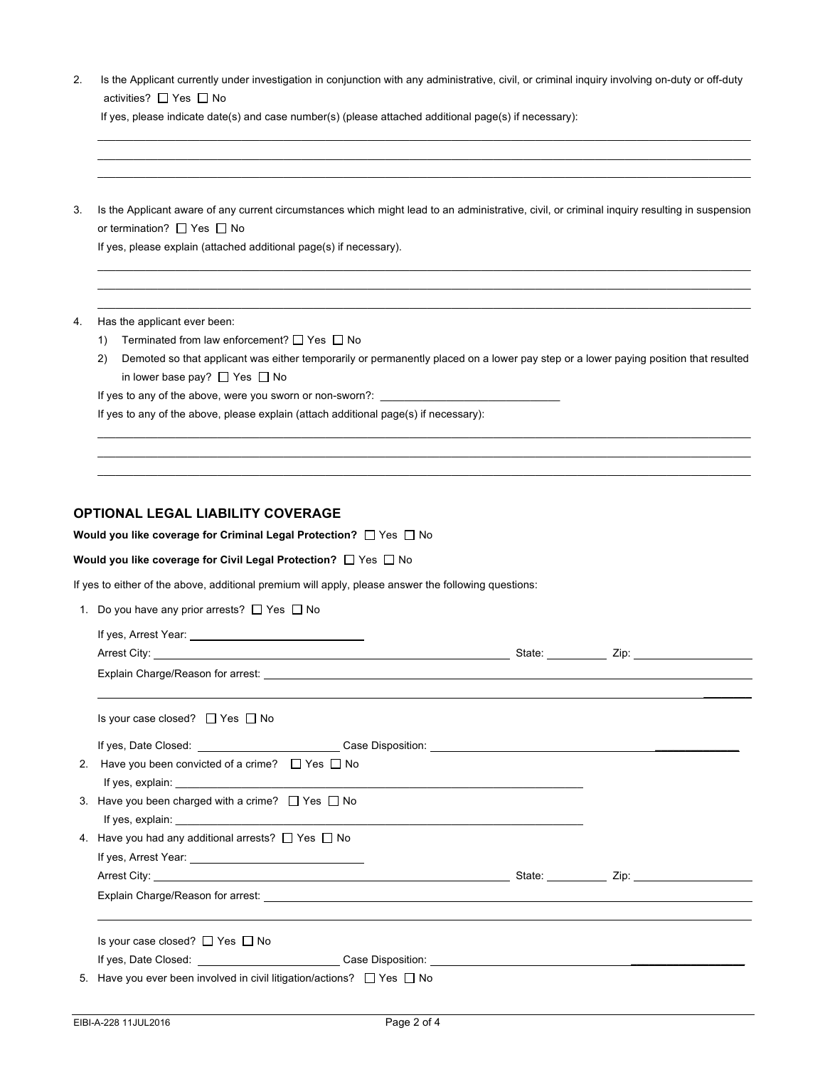2. Is the Applicant currently under investigation in conjunction with any administrative, civil, or criminal inquiry involving on-duty or off-duty activities? ☐ Yes ☐ No

   If yes, please indicate date(s) and case number(s) (please attached additional page(s) if necessary):

   \_\_\_\_\_\_\_\_\_\_\_\_\_\_\_\_\_\_\_\_\_\_\_\_\_\_\_\_\_\_\_\_\_\_\_\_\_\_\_\_\_\_\_\_\_\_\_\_\_\_\_\_\_\_\_\_\_\_

   \_\_\_\_\_\_\_\_\_\_\_\_\_\_\_\_\_\_\_\_\_\_\_\_\_\_\_\_\_\_\_\_\_\_\_\_\_\_\_\_\_\_\_\_\_\_\_\_\_\_\_\_\_\_\_\_\_\_

   \_\_\_\_\_\_\_\_\_\_\_\_\_\_\_\_\_\_\_\_\_\_\_\_\_\_\_\_\_\_\_\_\_\_\_\_\_\_\_\_\_\_\_\_\_\_\_\_\_\_\_\_\_\_\_\_\_\_

3. Is the Applicant aware of any current circumstances which might lead to an administrative, civil, or criminal inquiry resulting in suspension or termination? ☐ Yes ☐ No

   If yes, please explain (attached additional page(s) if necessary).

   \_\_\_\_\_\_\_\_\_\_\_\_\_\_\_\_\_\_\_\_\_\_\_\_\_\_\_\_\_\_\_\_\_\_\_\_\_\_\_\_\_\_\_\_\_\_\_\_\_\_\_\_\_\_\_\_\_\_

   \_\_\_\_\_\_\_\_\_\_\_\_\_\_\_\_\_\_\_\_\_\_\_\_\_\_\_\_\_\_\_\_\_\_\_\_\_\_\_\_\_\_\_\_\_\_\_\_\_\_\_\_\_\_\_\_\_\_

   \_\_\_\_\_\_\_\_\_\_\_\_\_\_\_\_\_\_\_\_\_\_\_\_\_\_\_\_\_\_\_\_\_\_\_\_\_\_\_\_\_\_\_\_\_\_\_\_\_\_\_\_\_\_\_\_\_\_

4. Has the applicant ever been:
   1) Terminated from law enforcement? ☐ Yes ☐ No
   2) Demoted so that applicant was either temporarily or permanently placed on a lower pay step or a lower paying position that resulted in lower base pay? ☐ Yes ☐ No

   If yes to any of the above, were you sworn or non-sworn?: \_\_\_\_\_\_\_\_\_\_\_\_\_\_\_\_\_\_\_\_

   If yes to any of the above, please explain (attach additional page(s) if necessary):

   \_\_\_\_\_\_\_\_\_\_\_\_\_\_\_\_\_\_\_\_\_\_\_\_\_\_\_\_\_\_\_\_\_\_\_\_\_\_\_\_\_\_\_\_\_\_\_\_\_\_\_\_\_\_\_\_\_\_

   \_\_\_\_\_\_\_\_\_\_\_\_\_\_\_\_\_\_\_\_\_\_\_\_\_\_\_\_\_\_\_\_\_\_\_\_\_\_\_\_\_\_\_\_\_\_\_\_\_\_\_\_\_\_\_\_\_\_

   \_\_\_\_\_\_\_\_\_\_\_\_\_\_\_\_\_\_\_\_\_\_\_\_\_\_\_\_\_\_\_\_\_\_\_\_\_\_\_\_\_\_\_\_\_\_\_\_\_\_\_\_\_\_\_\_\_\_

## OPTIONAL LEGAL LIABILITY COVERAGE

**Would you like coverage for Criminal Legal Protection?** ☐ Yes ☐ No

**Would you like coverage for Civil Legal Protection?** ☐ Yes ☐ No

If yes to either of the above, additional premium will apply, please answer the following questions:

1. Do you have any prior arrests? ☐ Yes ☐ No

   If yes, Arrest Year: \_\_\_\_\_\_\_\_\_\_\_\_\_\_\_\_\_\_\_\_

   Arrest City: \_\_\_\_\_\_\_\_\_\_\_\_\_\_\_\_\_\_\_\_ State: \_\_\_\_\_\_\_\_ Zip: \_\_\_\_\_\_\_\_\_\_

   Explain Charge/Reason for arrest: \_\_\_\_\_\_\_\_\_\_\_\_\_\_\_\_\_\_\_\_\_\_\_\_\_\_\_\_\_\_

   \_\_\_\_\_\_\_\_\_\_\_\_\_\_\_\_\_\_\_\_\_\_\_\_\_\_\_\_\_\_\_\_\_\_\_\_\_\_\_\_\_\_\_\_\_\_\_\_\_\_\_\_\_\_\_\_\_\_

   Is your case closed? ☐ Yes ☐ No

   If yes, Date Closed: \_\_\_\_\_\_\_\_\_\_\_\_\_\_\_\_ Case Disposition: \_\_\_\_\_\_\_\_\_\_\_\_\_\_\_\_\_\_\_\_

2. Have you been convicted of a crime? ☐ Yes ☐ No

   If yes, explain: \_\_\_\_\_\_\_\_\_\_\_\_\_\_\_\_\_\_\_\_\_\_\_\_\_\_\_\_\_\_\_\_\_\_\_\_\_\_\_\_

3. Have you been charged with a crime? ☐ Yes ☐ No

   If yes, explain: \_\_\_\_\_\_\_\_\_\_\_\_\_\_\_\_\_\_\_\_\_\_\_\_\_\_\_\_\_\_\_\_\_\_\_\_\_\_\_\_

4. Have you had any additional arrests? ☐ Yes ☐ No

   If yes, Arrest Year: \_\_\_\_\_\_\_\_\_\_\_\_\_\_\_\_\_\_\_\_

   Arrest City: \_\_\_\_\_\_\_\_\_\_\_\_\_\_\_\_\_\_\_\_ State: \_\_\_\_\_\_\_\_ Zip: \_\_\_\_\_\_\_\_\_\_

   Explain Charge/Reason for arrest: \_\_\_\_\_\_\_\_\_\_\_\_\_\_\_\_\_\_\_\_\_\_\_\_\_\_\_\_\_\_

   \_\_\_\_\_\_\_\_\_\_\_\_\_\_\_\_\_\_\_\_\_\_\_\_\_\_\_\_\_\_\_\_\_\_\_\_\_\_\_\_\_\_\_\_\_\_\_\_\_\_\_\_\_\_\_\_\_\_

   Is your case closed? ☐ Yes ☐ No

   If yes, Date Closed: \_\_\_\_\_\_\_\_\_\_\_\_\_\_\_\_ Case Disposition: \_\_\_\_\_\_\_\_\_\_\_\_\_\_\_\_\_\_\_\_

5. Have you ever been involved in civil litigation/actions? ☐ Yes ☐ No

EIBI-A-228 11JUL2016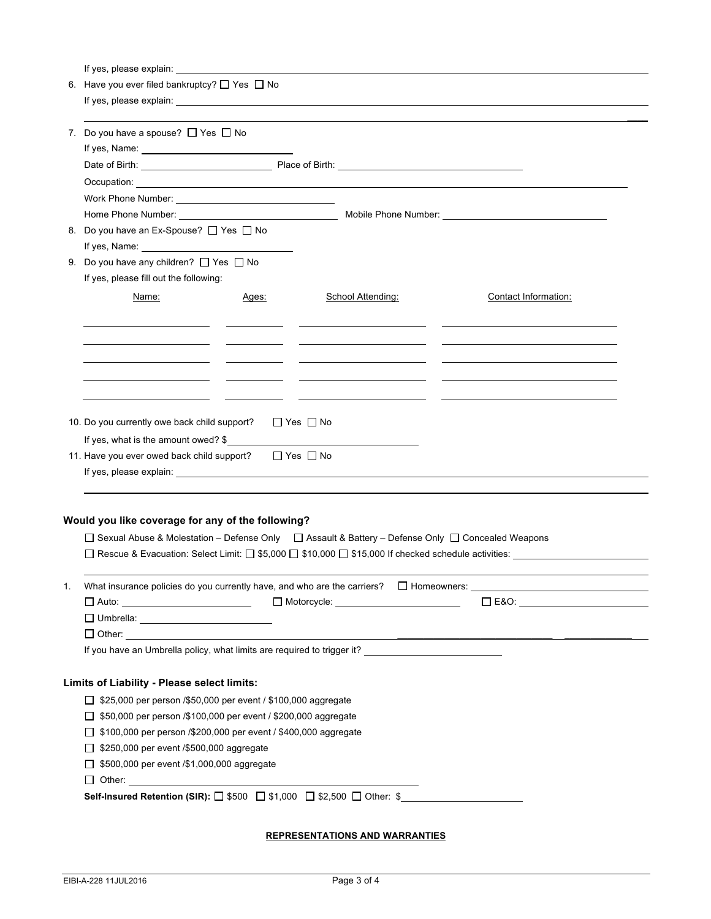If yes, please explain: \_\_\_\_\_\_\_\_\_\_\_\_\_\_\_\_\_\_\_\_\_\_\_\_\_\_\_\_\_\_

6. Have you ever filed bankruptcy? ☐ Yes ☐ No

   If yes, please explain: \_\_\_\_\_\_\_\_\_\_\_\_\_\_\_\_\_\_\_\_\_\_\_\_\_\_\_\_\_\_

7. Do you have a spouse? ☐ Yes ☐ No

   If yes, Name: \_\_\_\_\_\_\_\_\_\_\_\_\_\_\_\_\_\_\_\_

   Date of Birth: \_\_\_\_\_\_\_\_\_\_\_\_\_\_\_\_ Place of Birth: \_\_\_\_\_\_\_\_\_\_\_\_\_\_\_\_\_\_\_\_

   Occupation: \_\_\_\_\_\_\_\_\_\_\_\_\_\_\_\_\_\_\_\_\_\_\_\_\_\_\_\_\_\_

   Work Phone Number: \_\_\_\_\_\_\_\_\_\_\_\_\_\_\_\_\_\_\_\_

   Home Phone Number: \_\_\_\_\_\_\_\_\_\_\_\_\_\_\_\_\_\_\_\_ Mobile Phone Number: \_\_\_\_\_\_\_\_\_\_\_\_\_\_\_\_\_\_\_\_

8. Do you have an Ex-Spouse? ☐ Yes ☐ No

   If yes, Name: \_\_\_\_\_\_\_\_\_\_\_\_\_\_\_\_\_\_\_\_

9. Do you have any children? ☐ Yes ☐ No

   If yes, please fill out the following:

| Name: | Ages: | School Attending: | Contact Information: |
|---|---|---|---|
| | | | |
| | | | |
| | | | |
| | | | |
| | | | |

10. Do you currently owe back child support? ☐ Yes ☐ No

    If yes, what is the amount owed? $\_\_\_\_\_\_\_\_\_\_\_\_\_\_\_\_\_\_\_\_

11. Have you ever owed back child support? ☐ Yes ☐ No

    If yes, please explain: \_\_\_\_\_\_\_\_\_\_\_\_\_\_\_\_\_\_\_\_\_\_\_\_\_\_\_\_\_\_

### Would you like coverage for any of the following?

☐ Sexual Abuse & Molestation – Defense Only ☐ Assault & Battery – Defense Only ☐ Concealed Weapons

☐ Rescue & Evacuation: Select Limit: ☐ $5,000 ☐ $10,000 ☐ $15,000 If checked schedule activities: \_\_\_\_\_\_\_\_\_\_\_\_\_\_\_\_\_\_\_\_

1. What insurance policies do you currently have, and who are the carriers? ☐ Homeowners: \_\_\_\_\_\_\_\_\_\_\_\_\_\_\_\_

   ☐ Auto: \_\_\_\_\_\_\_\_\_\_\_\_\_\_\_\_ ☐ Motorcycle: \_\_\_\_\_\_\_\_\_\_\_\_\_\_\_\_ ☐ E&O: \_\_\_\_\_\_\_\_\_\_\_\_\_\_\_\_

   ☐ Umbrella: \_\_\_\_\_\_\_\_\_\_\_\_\_\_\_\_

   ☐ Other: \_\_\_\_\_\_\_\_\_\_\_\_\_\_\_\_\_\_\_\_\_\_\_\_\_\_\_\_\_\_

   If you have an Umbrella policy, what limits are required to trigger it? \_\_\_\_\_\_\_\_\_\_\_\_\_\_\_\_

### Limits of Liability - Please select limits:

☐ $25,000 per person /$50,000 per event / $100,000 aggregate

☐ $50,000 per person /$100,000 per event / $200,000 aggregate

☐ $100,000 per person /$200,000 per event / $400,000 aggregate

☐ $250,000 per event /$500,000 aggregate

☐ $500,000 per event /$1,000,000 aggregate

☐ Other: \_\_\_\_\_\_\_\_\_\_\_\_\_\_\_\_\_\_\_\_

**Self-Insured Retention (SIR):** ☐ $500 ☐ $1,000 ☐ $2,500 ☐ Other: $\_\_\_\_\_\_\_\_\_\_\_\_\_\_\_\_

**REPRESENTATIONS AND WARRANTIES**

EIBI-A-228 11JUL2016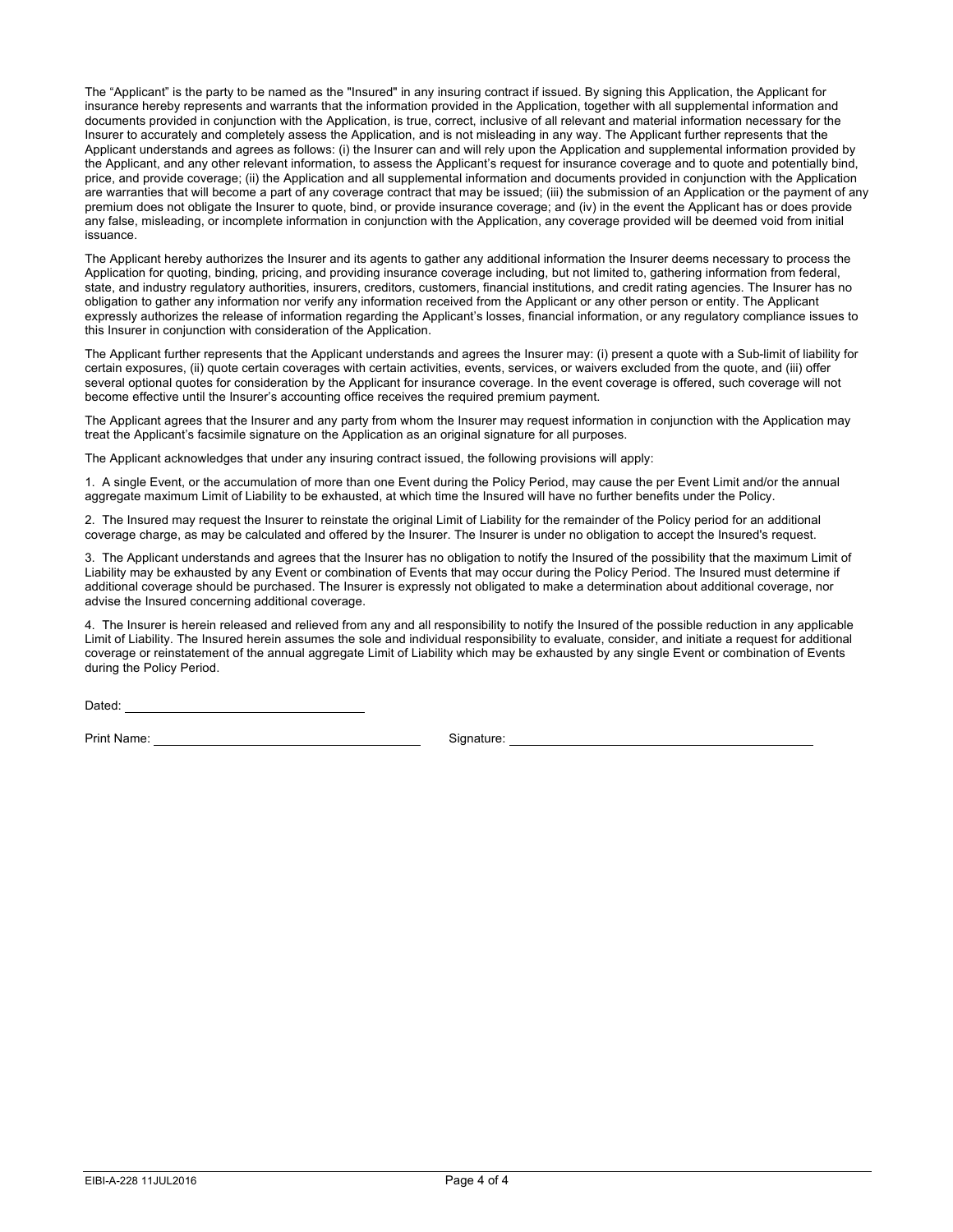The "Applicant" is the party to be named as the "Insured" in any insuring contract if issued. By signing this Application, the Applicant for insurance hereby represents and warrants that the information provided in the Application, together with all supplemental information and documents provided in conjunction with the Application, is true, correct, inclusive of all relevant and material information necessary for the Insurer to accurately and completely assess the Application, and is not misleading in any way. The Applicant further represents that the Applicant understands and agrees as follows: (i) the Insurer can and will rely upon the Application and supplemental information provided by the Applicant, and any other relevant information, to assess the Applicant's request for insurance coverage and to quote and potentially bind, price, and provide coverage; (ii) the Application and all supplemental information and documents provided in conjunction with the Application are warranties that will become a part of any coverage contract that may be issued; (iii) the submission of an Application or the payment of any premium does not obligate the Insurer to quote, bind, or provide insurance coverage; and (iv) in the event the Applicant has or does provide any false, misleading, or incomplete information in conjunction with the Application, any coverage provided will be deemed void from initial issuance.

The Applicant hereby authorizes the Insurer and its agents to gather any additional information the Insurer deems necessary to process the Application for quoting, binding, pricing, and providing insurance coverage including, but not limited to, gathering information from federal, state, and industry regulatory authorities, insurers, creditors, customers, financial institutions, and credit rating agencies. The Insurer has no obligation to gather any information nor verify any information received from the Applicant or any other person or entity. The Applicant expressly authorizes the release of information regarding the Applicant's losses, financial information, or any regulatory compliance issues to this Insurer in conjunction with consideration of the Application.

The Applicant further represents that the Applicant understands and agrees the Insurer may: (i) present a quote with a Sub-limit of liability for certain exposures, (ii) quote certain coverages with certain activities, events, services, or waivers excluded from the quote, and (iii) offer several optional quotes for consideration by the Applicant for insurance coverage. In the event coverage is offered, such coverage will not become effective until the Insurer's accounting office receives the required premium payment.

The Applicant agrees that the Insurer and any party from whom the Insurer may request information in conjunction with the Application may treat the Applicant's facsimile signature on the Application as an original signature for all purposes.

The Applicant acknowledges that under any insuring contract issued, the following provisions will apply:

1. A single Event, or the accumulation of more than one Event during the Policy Period, may cause the per Event Limit and/or the annual aggregate maximum Limit of Liability to be exhausted, at which time the Insured will have no further benefits under the Policy.

2. The Insured may request the Insurer to reinstate the original Limit of Liability for the remainder of the Policy period for an additional coverage charge, as may be calculated and offered by the Insurer. The Insurer is under no obligation to accept the Insured's request.

3. The Applicant understands and agrees that the Insurer has no obligation to notify the Insured of the possibility that the maximum Limit of Liability may be exhausted by any Event or combination of Events that may occur during the Policy Period. The Insured must determine if additional coverage should be purchased. The Insurer is expressly not obligated to make a determination about additional coverage, nor advise the Insured concerning additional coverage.

4. The Insurer is herein released and relieved from any and all responsibility to notify the Insured of the possible reduction in any applicable Limit of Liability. The Insured herein assumes the sole and individual responsibility to evaluate, consider, and initiate a request for additional coverage or reinstatement of the annual aggregate Limit of Liability which may be exhausted by any single Event or combination of Events during the Policy Period.

Dated: ______________________________

Print Name: ______________________________ Signature: ______________________________

EIBI-A-228 11JUL2016